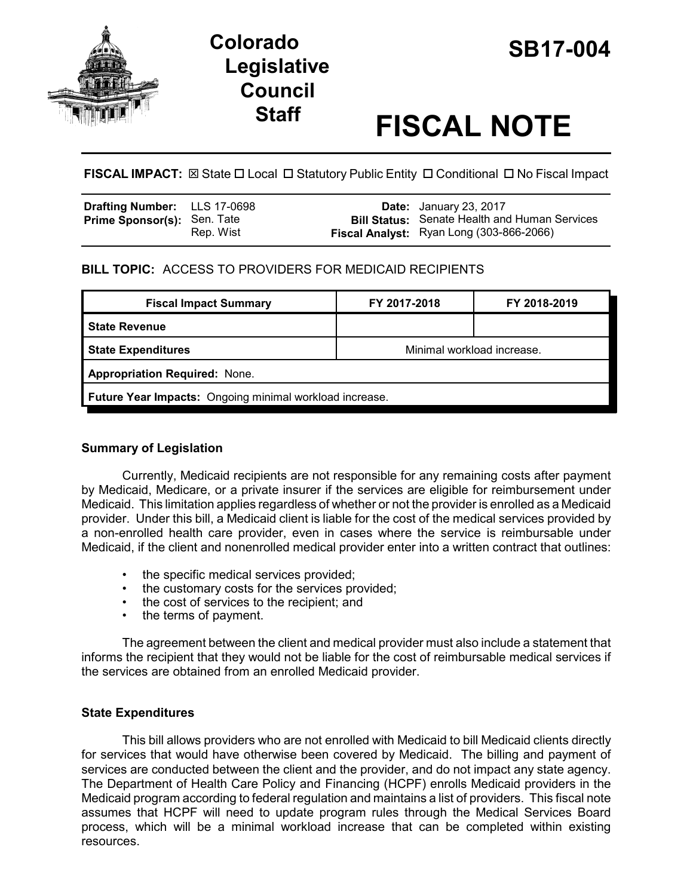# Colorado Legislative Council Staff

# SB17-004

# FISCAL NOTE

**FISCAL IMPACT:** ☒ State ☐ Local ☐ Statutory Public Entity ☐ Conditional ☐ No Fiscal Impact

| | | | |
|---|---|---|---|
| **Drafting Number:** | LLS 17-0698 | **Date:** | January 23, 2017 |
| **Prime Sponsor(s):** | Sen. Tate<br>Rep. Wist | **Bill Status:** | Senate Health and Human Services |
| | | **Fiscal Analyst:** | Ryan Long (303-866-2066) |

**BILL TOPIC:** ACCESS TO PROVIDERS FOR MEDICAID RECIPIENTS

| Fiscal Impact Summary | FY 2017-2018 | FY 2018-2019 |
|---|---|---|
| **State Revenue** | | |
| **State Expenditures** | Minimal workload increase. | |
| **Appropriation Required:** None. | | |
| **Future Year Impacts:** Ongoing minimal workload increase. | | |

### Summary of Legislation

Currently, Medicaid recipients are not responsible for any remaining costs after payment by Medicaid, Medicare, or a private insurer if the services are eligible for reimbursement under Medicaid. This limitation applies regardless of whether or not the provider is enrolled as a Medicaid provider. Under this bill, a Medicaid client is liable for the cost of the medical services provided by a non-enrolled health care provider, even in cases where the service is reimbursable under Medicaid, if the client and nonenrolled medical provider enter into a written contract that outlines:

- the specific medical services provided;
- the customary costs for the services provided;
- the cost of services to the recipient; and
- the terms of payment.

The agreement between the client and medical provider must also include a statement that informs the recipient that they would not be liable for the cost of reimbursable medical services if the services are obtained from an enrolled Medicaid provider.

### State Expenditures

This bill allows providers who are not enrolled with Medicaid to bill Medicaid clients directly for services that would have otherwise been covered by Medicaid. The billing and payment of services are conducted between the client and the provider, and do not impact any state agency. The Department of Health Care Policy and Financing (HCPF) enrolls Medicaid providers in the Medicaid program according to federal regulation and maintains a list of providers. This fiscal note assumes that HCPF will need to update program rules through the Medical Services Board process, which will be a minimal workload increase that can be completed within existing resources.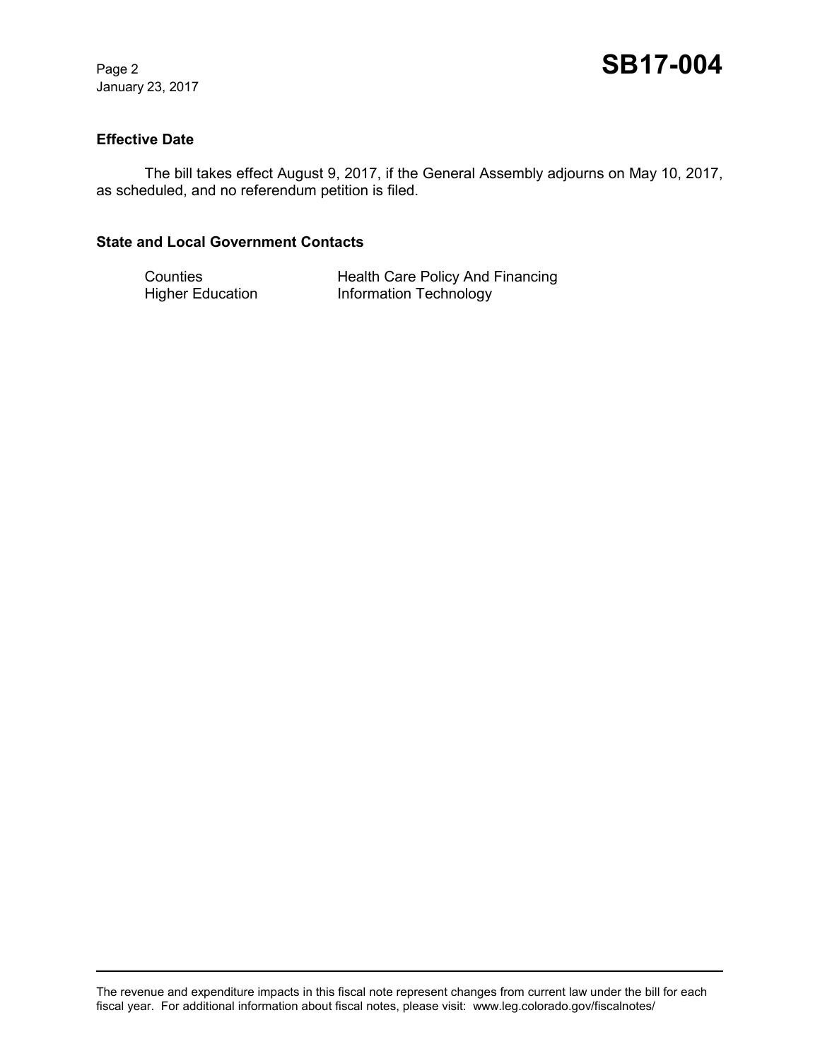**Effective Date**

The bill takes effect August 9, 2017, if the General Assembly adjourns on May 10, 2017, as scheduled, and no referendum petition is filed.

**State and Local Government Contacts**

| | |
|---|---|
| Counties | Health Care Policy And Financing |
| Higher Education | Information Technology |

The revenue and expenditure impacts in this fiscal note represent changes from current law under the bill for each fiscal year. For additional information about fiscal notes, please visit: www.leg.colorado.gov/fiscalnotes/